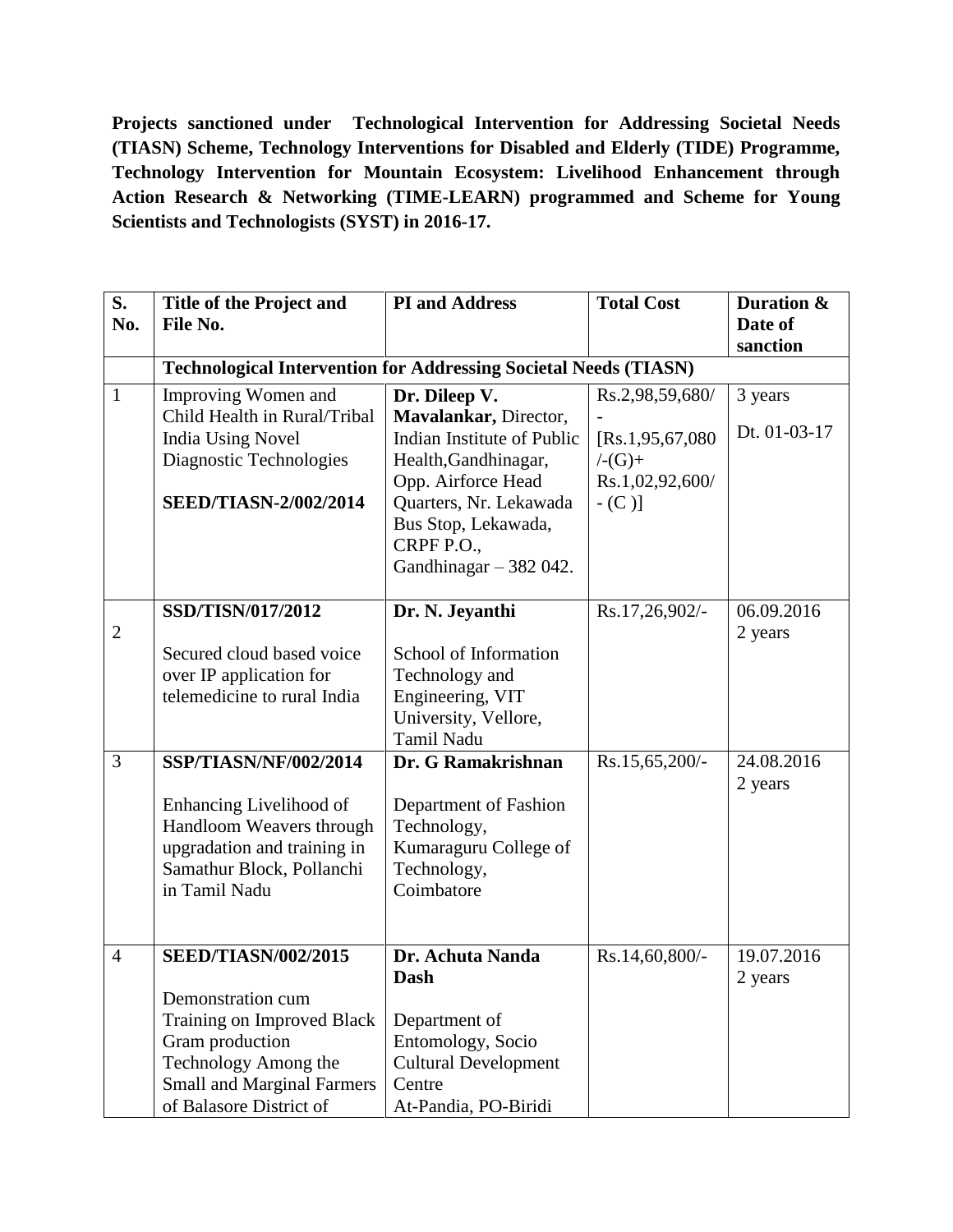**Projects sanctioned under Technological Intervention for Addressing Societal Needs (TIASN) Scheme, Technology Interventions for Disabled and Elderly (TIDE) Programme, Technology Intervention for Mountain Ecosystem: Livelihood Enhancement through Action Research & Networking (TIME-LEARN) programmed and Scheme for Young Scientists and Technologists (SYST) in 2016-17.**

| S. No. | Title of the Project and File No. | PI and Address | Total Cost | Duration & Date of sanction |
|---|---|---|---|---|
| | **Technological Intervention for Addressing Societal Needs (TIASN)** | | | |
| 1 | Improving Women and Child Health in Rural/Tribal India Using Novel Diagnostic Technologies<br><br>**SEED/TIASN-2/002/2014** | **Dr. Dileep V. Mavalankar,** Director, Indian Institute of Public Health,Gandhinagar, Opp. Airforce Head Quarters, Nr. Lekawada Bus Stop, Lekawada, CRPF P.O., Gandhinagar – 382 042. | Rs.2,98,59,680/-<br>[Rs.1,95,67,080/-(G)+ Rs.1,02,92,600/- (C )] | 3 years<br>Dt. 01-03-17 |
| 2 | **SSD/TISN/017/2012**<br><br>Secured cloud based voice over IP application for telemedicine to rural India | **Dr. N. Jeyanthi**<br><br>School of Information Technology and Engineering, VIT University, Vellore, Tamil Nadu | Rs.17,26,902/- | 06.09.2016<br>2 years |
| 3 | **SSP/TIASN/NF/002/2014**<br><br>Enhancing Livelihood of Handloom Weavers through upgradation and training in Samathur Block, Pollanchi in Tamil Nadu | **Dr. G Ramakrishnan**<br><br>Department of Fashion Technology, Kumaraguru College of Technology, Coimbatore | Rs.15,65,200/- | 24.08.2016<br>2 years |
| 4 | **SEED/TIASN/002/2015**<br><br>Demonstration cum Training on Improved Black Gram production Technology Among the Small and Marginal Farmers of Balasore District of | **Dr. Achuta Nanda Dash**<br><br>Department of Entomology, Socio Cultural Development Centre<br>At-Pandia, PO-Biridi | Rs.14,60,800/- | 19.07.2016<br>2 years |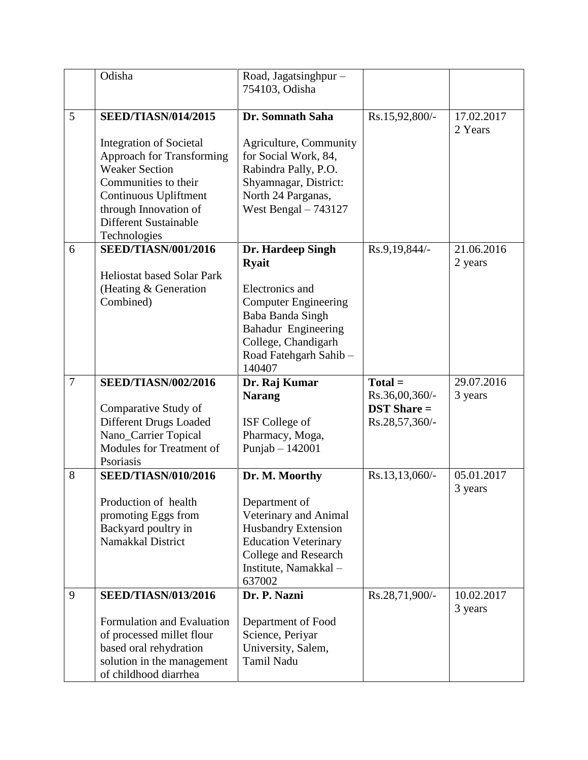| | | | | |
|---|---|---|---|---|
| | Odisha | Road, Jagatsinghpur – 754103, Odisha | | |
| 5 | **SEED/TIASN/014/2015**<br><br>Integration of Societal Approach for Transforming Weaker Section Communities to their Continuous Upliftment through Innovation of Different Sustainable Technologies | **Dr. Somnath Saha**<br><br>Agriculture, Community for Social Work, 84, Rabindra Pally, P.O. Shyamnagar, District: North 24 Parganas, West Bengal – 743127 | Rs.15,92,800/- | 17.02.2017<br>2 Years |
| 6 | **SEED/TIASN/001/2016**<br><br>Heliostat based Solar Park (Heating & Generation Combined) | **Dr. Hardeep Singh Ryait**<br><br>Electronics and Computer Engineering Baba Banda Singh Bahadur Engineering College, Chandigarh Road Fatehgarh Sahib – 140407 | Rs.9,19,844/- | 21.06.2016<br>2 years |
| 7 | **SEED/TIASN/002/2016**<br><br>Comparative Study of Different Drugs Loaded Nano_Carrier Topical Modules for Treatment of Psoriasis | **Dr. Raj Kumar Narang**<br><br>ISF College of Pharmacy, Moga, Punjab – 142001 | **Total =** Rs.36,00,360/-<br>**DST Share =** Rs.28,57,360/- | 29.07.2016<br>3 years |
| 8 | **SEED/TIASN/010/2016**<br><br>Production of health promoting Eggs from Backyard poultry in Namakkal District | **Dr. M. Moorthy**<br><br>Department of Veterinary and Animal Husbandry Extension Education Veterinary College and Research Institute, Namakkal – 637002 | Rs.13,13,060/- | 05.01.2017<br>3 years |
| 9 | **SEED/TIASN/013/2016**<br><br>Formulation and Evaluation of processed millet flour based oral rehydration solution in the management of childhood diarrhea | **Dr. P. Nazni**<br><br>Department of Food Science, Periyar University, Salem, Tamil Nadu | Rs.28,71,900/- | 10.02.2017<br>3 years |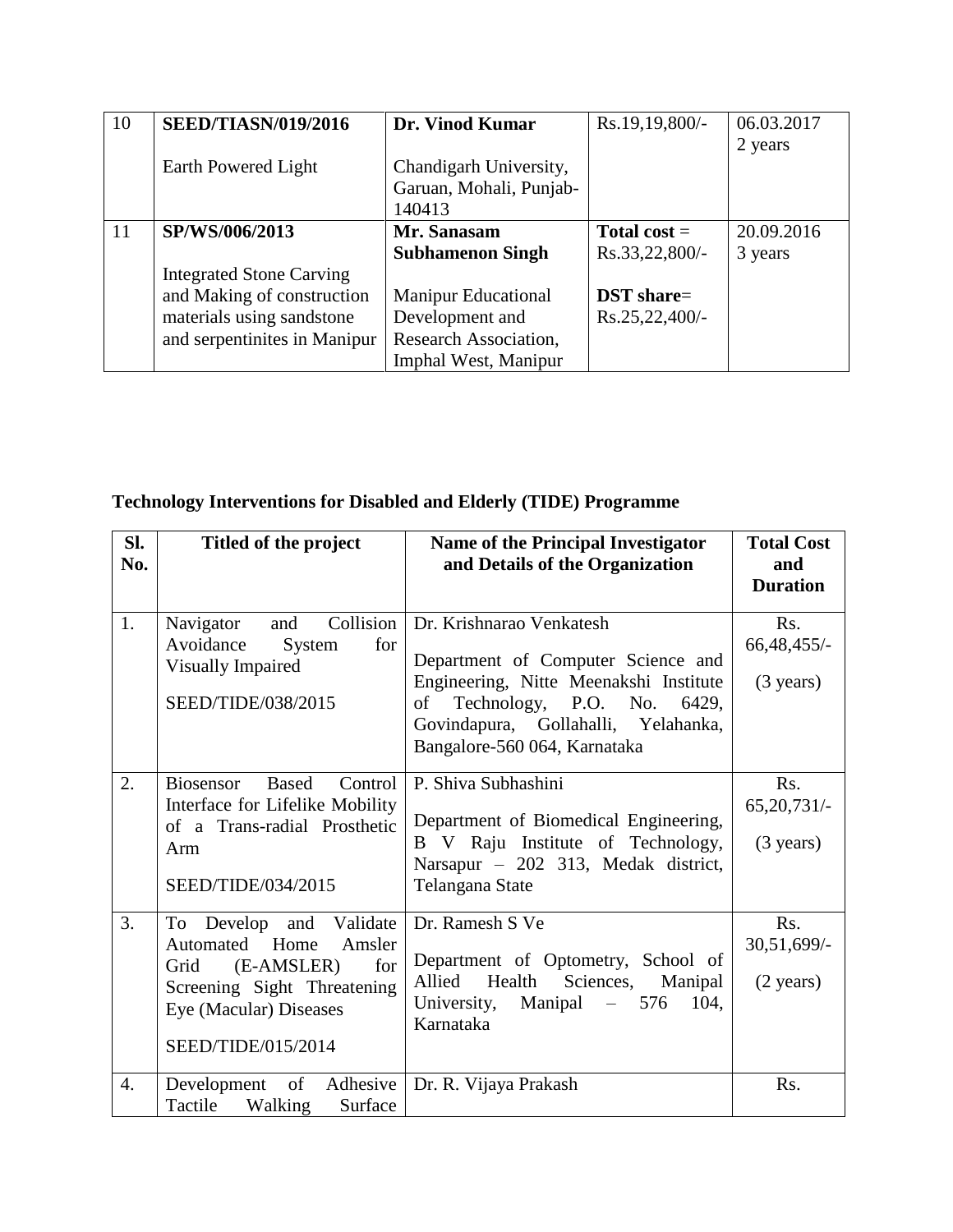| 10 | **SEED/TIASN/019/2016**<br><br>Earth Powered Light | **Dr. Vinod Kumar**<br><br>Chandigarh University, Garuan, Mohali, Punjab-140413 | Rs.19,19,800/- | 06.03.2017<br>2 years |
|---|---|---|---|---|
| 11 | **SP/WS/006/2013**<br><br>Integrated Stone Carving and Making of construction materials using sandstone and serpentinites in Manipur | **Mr. Sanasam Subhamenon Singh**<br><br>Manipur Educational Development and Research Association, Imphal West, Manipur | **Total cost** = Rs.33,22,800/-<br><br>**DST share**= Rs.25,22,400/- | 20.09.2016<br>3 years |

**Technology Interventions for Disabled and Elderly (TIDE) Programme**

| Sl. No. | Titled of the project | Name of the Principal Investigator and Details of the Organization | Total Cost and Duration |
|---|---|---|---|
| 1. | Navigator and Collision Avoidance System for Visually Impaired<br><br>SEED/TIDE/038/2015 | Dr. Krishnarao Venkatesh<br><br>Department of Computer Science and Engineering, Nitte Meenakshi Institute of Technology, P.O. No. 6429, Govindapura, Gollahalli, Yelahanka, Bangalore-560 064, Karnataka | Rs. 66,48,455/-<br><br>(3 years) |
| 2. | Biosensor Based Control Interface for Lifelike Mobility of a Trans-radial Prosthetic Arm<br><br>SEED/TIDE/034/2015 | P. Shiva Subhashini<br><br>Department of Biomedical Engineering, B V Raju Institute of Technology, Narsapur – 202 313, Medak district, Telangana State | Rs. 65,20,731/-<br><br>(3 years) |
| 3. | To Develop and Validate Automated Home Amsler Grid (E-AMSLER) for Screening Sight Threatening Eye (Macular) Diseases<br><br>SEED/TIDE/015/2014 | Dr. Ramesh S Ve<br><br>Department of Optometry, School of Allied Health Sciences, Manipal University, Manipal – 576 104, Karnataka | Rs. 30,51,699/-<br><br>(2 years) |
| 4. | Development of Adhesive Tactile Walking Surface | Dr. R. Vijaya Prakash | Rs. |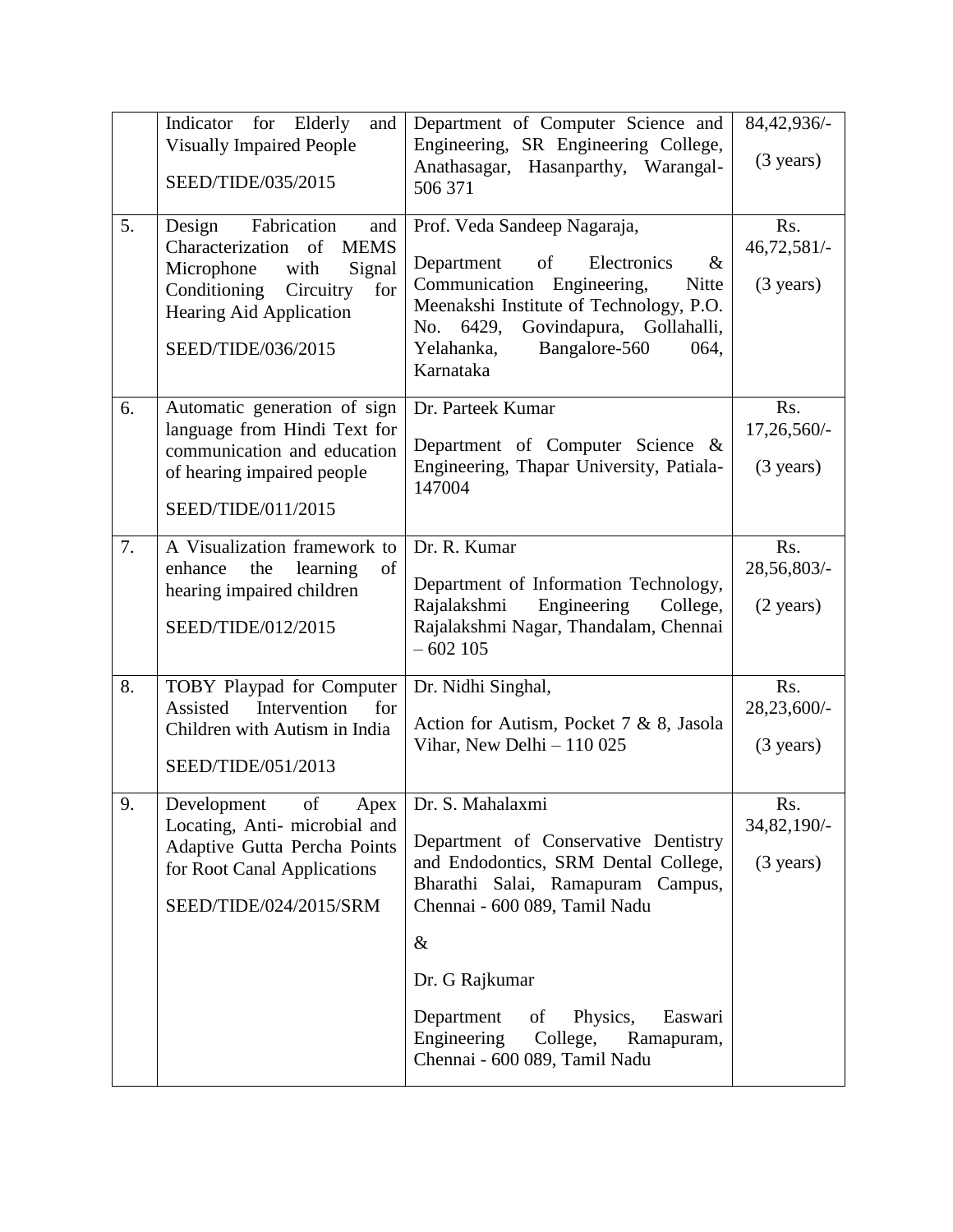| | | | |
|---|---|---|---|
| | Indicator for Elderly and Visually Impaired People<br><br>SEED/TIDE/035/2015 | Department of Computer Science and Engineering, SR Engineering College, Anathasagar, Hasanparthy, Warangal-506 371 | 84,42,936/-<br><br>(3 years) |
| 5. | Design Fabrication and Characterization of MEMS Microphone with Signal Conditioning Circuitry for Hearing Aid Application<br><br>SEED/TIDE/036/2015 | Prof. Veda Sandeep Nagaraja,<br><br>Department of Electronics & Communication Engineering, Nitte Meenakshi Institute of Technology, P.O. No. 6429, Govindapura, Gollahalli, Yelahanka, Bangalore-560 064, Karnataka | Rs. 46,72,581/-<br><br>(3 years) |
| 6. | Automatic generation of sign language from Hindi Text for communication and education of hearing impaired people<br><br>SEED/TIDE/011/2015 | Dr. Parteek Kumar<br><br>Department of Computer Science & Engineering, Thapar University, Patiala-147004 | Rs. 17,26,560/-<br><br>(3 years) |
| 7. | A Visualization framework to enhance the learning of hearing impaired children<br><br>SEED/TIDE/012/2015 | Dr. R. Kumar<br><br>Department of Information Technology, Rajalakshmi Engineering College, Rajalakshmi Nagar, Thandalam, Chennai – 602 105 | Rs. 28,56,803/-<br><br>(2 years) |
| 8. | TOBY Playpad for Computer Assisted Intervention for Children with Autism in India<br><br>SEED/TIDE/051/2013 | Dr. Nidhi Singhal,<br><br>Action for Autism, Pocket 7 & 8, Jasola Vihar, New Delhi – 110 025 | Rs. 28,23,600/-<br><br>(3 years) |
| 9. | Development of Apex Locating, Anti- microbial and Adaptive Gutta Percha Points for Root Canal Applications<br><br>SEED/TIDE/024/2015/SRM | Dr. S. Mahalaxmi<br><br>Department of Conservative Dentistry and Endodontics, SRM Dental College, Bharathi Salai, Ramapuram Campus, Chennai - 600 089, Tamil Nadu<br><br>&<br><br>Dr. G Rajkumar<br><br>Department of Physics, Easwari Engineering College, Ramapuram, Chennai - 600 089, Tamil Nadu | Rs. 34,82,190/-<br><br>(3 years) |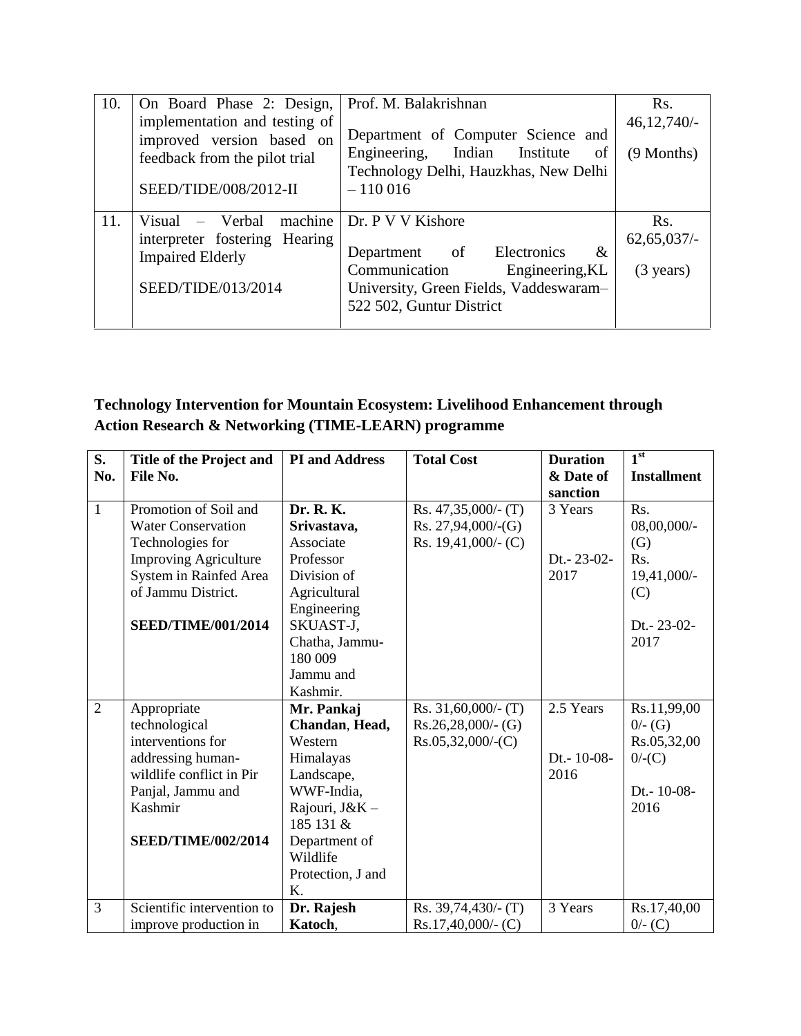| 10. | On Board Phase 2: Design, implementation and testing of improved version based on feedback from the pilot trial<br><br>SEED/TIDE/008/2012-II | Prof. M. Balakrishnan<br><br>Department of Computer Science and Engineering, Indian Institute of Technology Delhi, Hauzkhas, New Delhi – 110 016 | Rs. 46,12,740/-<br><br>(9 Months) |
|---|---|---|---|
| 11. | Visual – Verbal machine interpreter fostering Hearing Impaired Elderly<br><br>SEED/TIDE/013/2014 | Dr. P V V Kishore<br><br>Department of Electronics & Communication Engineering,KL University, Green Fields, Vaddeswaram– 522 502, Guntur District | Rs. 62,65,037/-<br><br>(3 years) |

**Technology Intervention for Mountain Ecosystem: Livelihood Enhancement through Action Research & Networking (TIME-LEARN) programme**

| S. No. | Title of the Project and File No. | PI and Address | Total Cost | Duration & Date of sanction | 1st Installment |
|---|---|---|---|---|---|
| 1 | Promotion of Soil and Water Conservation Technologies for Improving Agriculture System in Rainfed Area of Jammu District.<br><br>**SEED/TIME/001/2014** | **Dr. R. K. Srivastava,** Associate Professor Division of Agricultural Engineering SKUAST-J, Chatha, Jammu- 180 009 Jammu and Kashmir. | Rs. 47,35,000/- (T)<br>Rs. 27,94,000/-(G)<br>Rs. 19,41,000/- (C) | 3 Years<br><br>Dt.- 23-02-2017 | Rs. 08,00,000/- (G)<br>Rs. 19,41,000/- (C)<br><br>Dt.- 23-02-2017 |
| 2 | Appropriate technological interventions for addressing human-wildlife conflict in Pir Panjal, Jammu and Kashmir<br><br>**SEED/TIME/002/2014** | **Mr. Pankaj Chandan, Head,** Western Himalayas Landscape, WWF-India, Rajouri, J&K – 185 131 & Department of Wildlife Protection, J and K. | Rs. 31,60,000/- (T)<br>Rs.26,28,000/- (G)<br>Rs.05,32,000/-(C) | 2.5 Years<br><br>Dt.- 10-08-2016 | Rs.11,99,000/- (G)<br>Rs.05,32,000/-(C)<br><br>Dt.- 10-08-2016 |
| 3 | Scientific intervention to improve production in | **Dr. Rajesh Katoch**, | Rs. 39,74,430/- (T)<br>Rs.17,40,000/- (C) | 3 Years | Rs.17,40,000/- (C) |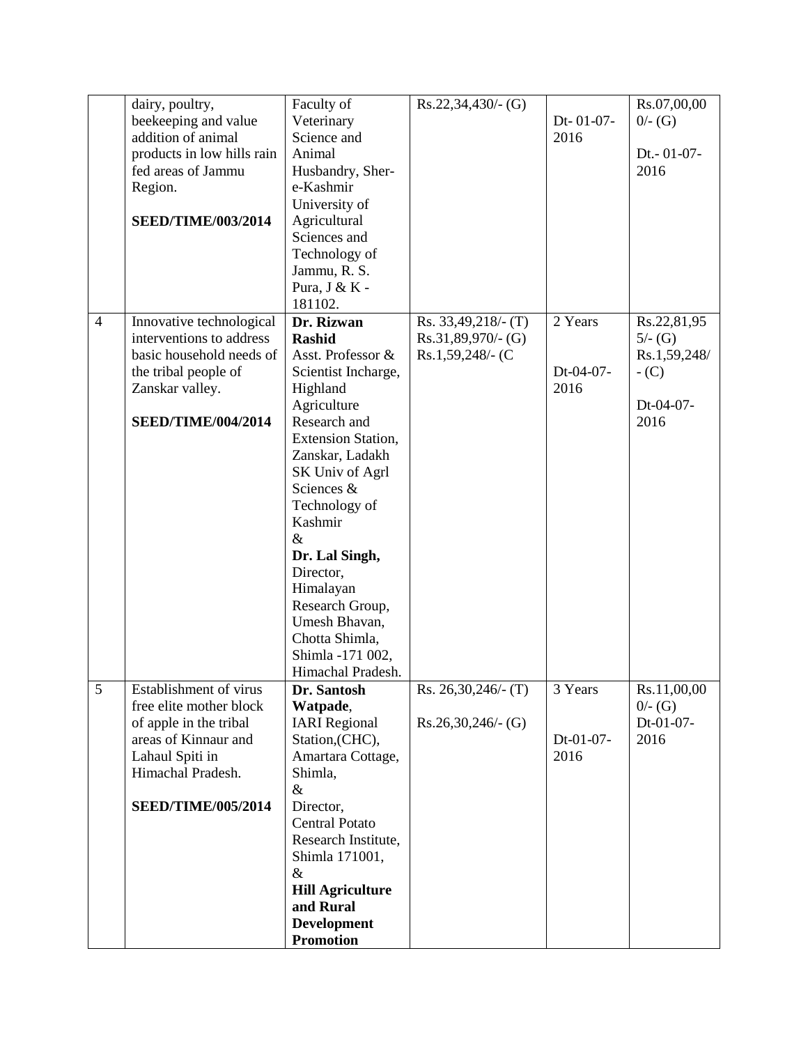|  |  |  |  |  |  |
|---|---|---|---|---|---|
|  | dairy, poultry, beekeeping and value addition of animal products in low hills rain fed areas of Jammu Region.<br><br>**SEED/TIME/003/2014** | Faculty of Veterinary Science and Animal Husbandry, Sher-e-Kashmir University of Agricultural Sciences and Technology of Jammu, R. S. Pura, J & K - 181102. | Rs.22,34,430/- (G) | Dt- 01-07-2016 | Rs.07,00,000/- (G)<br><br>Dt.- 01-07-2016 |
| 4 | Innovative technological interventions to address basic household needs of the tribal people of Zanskar valley.<br><br>**SEED/TIME/004/2014** | **Dr. Rizwan Rashid**<br>Asst. Professor & Scientist Incharge, Highland Agriculture Research and Extension Station, Zanskar, Ladakh SK Univ of Agrl Sciences & Technology of Kashmir<br>&<br>**Dr. Lal Singh,**<br>Director, Himalayan Research Group, Umesh Bhavan, Chotta Shimla, Shimla -171 002, Himachal Pradesh. | Rs. 33,49,218/- (T)<br>Rs.31,89,970/- (G)<br>Rs.1,59,248/- (C | 2 Years<br><br>Dt-04-07-2016 | Rs.22,81,955/- (G)<br>Rs.1,59,248/- (C)<br><br>Dt-04-07-2016 |
| 5 | Establishment of virus free elite mother block of apple in the tribal areas of Kinnaur and Lahaul Spiti in Himachal Pradesh.<br><br>**SEED/TIME/005/2014** | **Dr. Santosh Watpade**,<br>IARI Regional Station,(CHC), Amartara Cottage, Shimla,<br>&<br>Director, Central Potato Research Institute, Shimla 171001,<br>&<br>**Hill Agriculture and Rural Development Promotion** | Rs. 26,30,246/- (T)<br><br>Rs.26,30,246/- (G) | 3 Years<br><br>Dt-01-07-2016 | Rs.11,00,000/- (G)<br>Dt-01-07-2016 |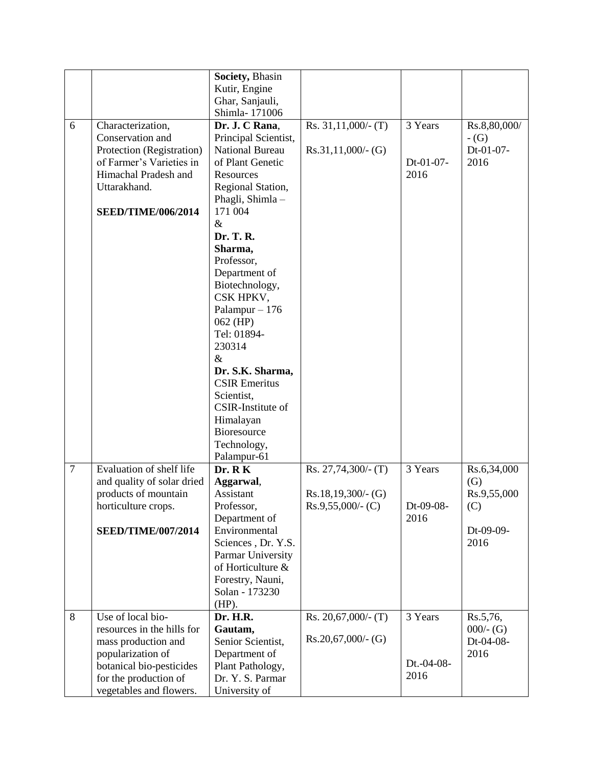|   |   |   |   |   |   |
|---|---|---|---|---|---|
|   |   | **Society,** Bhasin Kutir, Engine Ghar, Sanjauli, Shimla- 171006 |   |   |   |
| 6 | Characterization, Conservation and Protection (Registration) of Farmer's Varieties in Himachal Pradesh and Uttarakhand.<br><br>**SEED/TIME/006/2014** | **Dr. J. C Rana**, Principal Scientist, National Bureau of Plant Genetic Resources Regional Station, Phagli, Shimla – 171 004<br>&<br>**Dr. T. R. Sharma,** Professor, Department of Biotechnology, CSK HPKV, Palampur – 176 062 (HP) Tel: 01894-230314<br>&<br>**Dr. S.K. Sharma,** CSIR Emeritus Scientist, CSIR-Institute of Himalayan Bioresource Technology, Palampur-61 | Rs. 31,11,000/- (T)<br><br>Rs.31,11,000/- (G) | 3 Years<br><br>Dt-01-07-2016 | Rs.8,80,000/- (G)<br>Dt-01-07-2016 |
| 7 | Evaluation of shelf life and quality of solar dried products of mountain horticulture crops.<br><br>**SEED/TIME/007/2014** | **Dr. R K Aggarwal**, Assistant Professor, Department of Environmental Sciences , Dr. Y.S. Parmar University of Horticulture & Forestry, Nauni, Solan - 173230 (HP). | Rs. 27,74,300/- (T)<br><br>Rs.18,19,300/- (G)<br>Rs.9,55,000/- (C) | 3 Years<br><br>Dt-09-08-2016 | Rs.6,34,000 (G)<br>Rs.9,55,000 (C)<br><br>Dt-09-09-2016 |
| 8 | Use of local bio-resources in the hills for mass production and popularization of botanical bio-pesticides for the production of vegetables and flowers. | **Dr. H.R. Gautam,** Senior Scientist, Department of Plant Pathology, Dr. Y. S. Parmar University of | Rs. 20,67,000/- (T)<br><br>Rs.20,67,000/- (G) | 3 Years<br><br>Dt.-04-08-2016 | Rs.5,76,000/- (G)<br>Dt-04-08-2016 |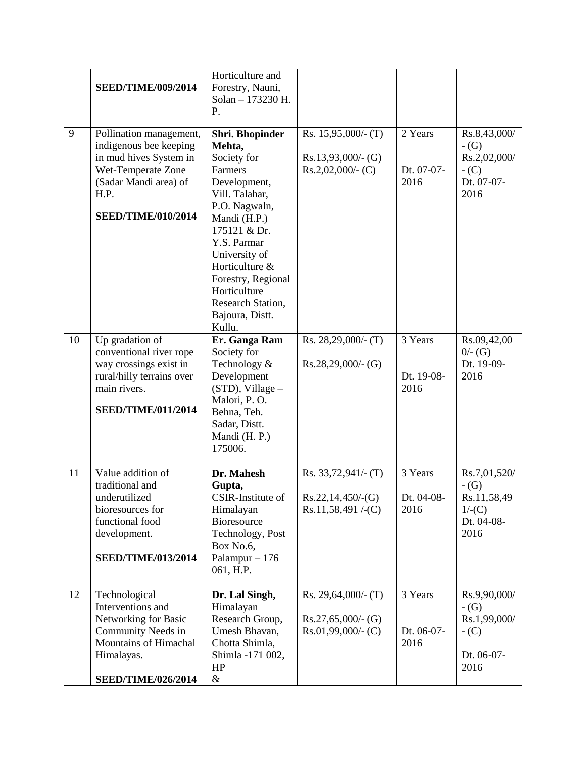| | | | | | |
|---|---|---|---|---|---|
| | **SEED/TIME/009/2014** | Horticulture and Forestry, Nauni, Solan – 173230 H. P. | | | |
| 9 | Pollination management, indigenous bee keeping in mud hives System in Wet-Temperate Zone (Sadar Mandi area) of H.P.<br><br>**SEED/TIME/010/2014** | **Shri. Bhopinder Mehta,** Society for Farmers Development, Vill. Talahar, P.O. Nagwaln, Mandi (H.P.) 175121 & Dr. Y.S. Parmar University of Horticulture & Forestry, Regional Horticulture Research Station, Bajoura, Distt. Kullu. | Rs. 15,95,000/- (T)<br><br>Rs.13,93,000/- (G)<br>Rs.2,02,000/- (C) | 2 Years<br><br>Dt. 07-07-2016 | Rs.8,43,000/- (G)<br>Rs.2,02,000/- (C)<br>Dt. 07-07-2016 |
| 10 | Up gradation of conventional river rope way crossings exist in rural/hilly terrains over main rivers.<br><br>**SEED/TIME/011/2014** | **Er. Ganga Ram** Society for Technology & Development (STD), Village – Malori, P. O. Behna, Teh. Sadar, Distt. Mandi (H. P.) 175006. | Rs. 28,29,000/- (T)<br><br>Rs.28,29,000/- (G) | 3 Years<br><br>Dt. 19-08-2016 | Rs.09,42,000/- (G)<br>Dt. 19-09-2016 |
| 11 | Value addition of traditional and underutilized bioresources for functional food development.<br><br>**SEED/TIME/013/2014** | **Dr. Mahesh Gupta,** CSIR-Institute of Himalayan Bioresource Technology, Post Box No.6, Palampur – 176 061, H.P. | Rs. 33,72,941/- (T)<br><br>Rs.22,14,450/-(G)<br>Rs.11,58,491 /-(C) | 3 Years<br><br>Dt. 04-08-2016 | Rs.7,01,520/- (G)<br>Rs.11,58,491/-(C)<br>Dt. 04-08-2016 |
| 12 | Technological Interventions and Networking for Basic Community Needs in Mountains of Himachal Himalayas.<br><br>**SEED/TIME/026/2014** | **Dr. Lal Singh,** Himalayan Research Group, Umesh Bhavan, Chotta Shimla, Shimla -171 002, HP<br>& | Rs. 29,64,000/- (T)<br><br>Rs.27,65,000/- (G)<br>Rs.01,99,000/- (C) | 3 Years<br><br>Dt. 06-07-2016 | Rs.9,90,000/- (G)<br>Rs.1,99,000/- (C)<br><br>Dt. 06-07-2016 |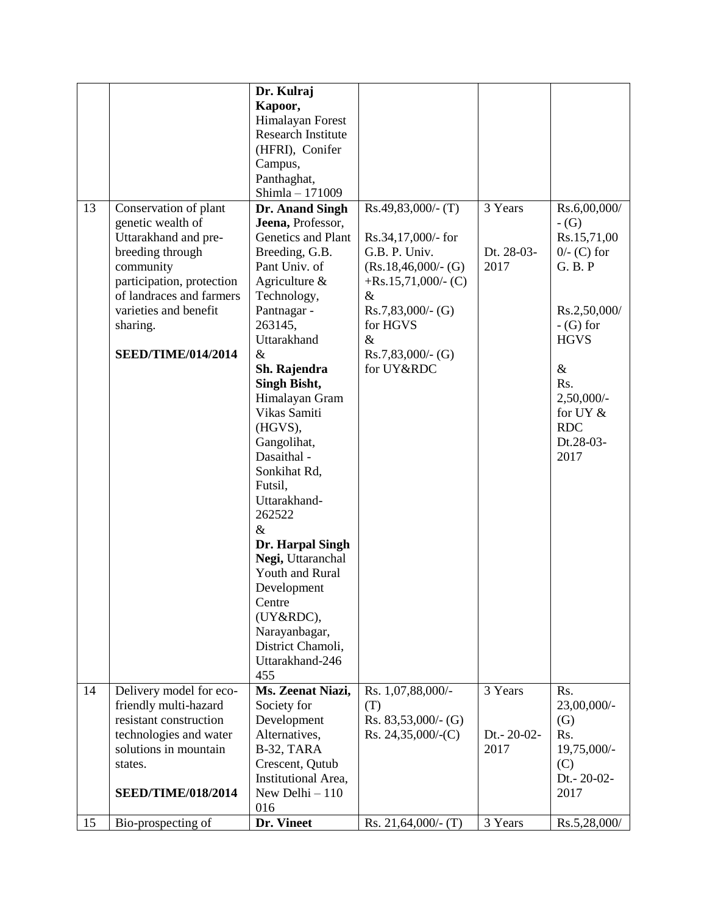| | | | | | |
|---|---|---|---|---|---|
| | | **Dr. Kulraj Kapoor,** Himalayan Forest Research Institute (HFRI), Conifer Campus, Panthaghat, Shimla – 171009 | | | |
| 13 | Conservation of plant genetic wealth of Uttarakhand and pre-breeding through community participation, protection of landraces and farmers varieties and benefit sharing.<br><br>**SEED/TIME/014/2014** | **Dr. Anand Singh Jeena,** Professor, Genetics and Plant Breeding, G.B. Pant Univ. of Agriculture & Technology, Pantnagar - 263145, Uttarakhand<br>&<br>**Sh. Rajendra Singh Bisht,** Himalayan Gram Vikas Samiti (HGVS), Gangolihat, Dasaithal - Sonkihat Rd, Futsil, Uttarakhand-262522<br>&<br>**Dr. Harpal Singh Negi,** Uttaranchal Youth and Rural Development Centre (UY&RDC), Narayanbagar, District Chamoli, Uttarakhand-246 455 | Rs.49,83,000/- (T)<br><br>Rs.34,17,000/- for G.B. P. Univ. (Rs.18,46,000/- (G) +Rs.15,71,000/- (C)<br>&<br>Rs.7,83,000/- (G) for HGVS<br>&<br>Rs.7,83,000/- (G) for UY&RDC | 3 Years<br><br>Dt. 28-03-2017 | Rs.6,00,000/- (G) Rs.15,71,000/- (C) for G. B. P<br><br>Rs.2,50,000/- (G) for HGVS<br><br>&<br>Rs. 2,50,000/- for UY & RDC Dt.28-03-2017 |
| 14 | Delivery model for eco-friendly multi-hazard resistant construction technologies and water solutions in mountain states.<br><br>**SEED/TIME/018/2014** | **Ms. Zeenat Niazi,** Society for Development Alternatives, B-32, TARA Crescent, Qutub Institutional Area, New Delhi – 110 016 | Rs. 1,07,88,000/- (T)<br>Rs. 83,53,000/- (G)<br>Rs. 24,35,000/-(C) | 3 Years<br><br>Dt.- 20-02-2017 | Rs. 23,00,000/- (G)<br>Rs. 19,75,000/- (C)<br>Dt.- 20-02-2017 |
| 15 | Bio-prospecting of | **Dr. Vineet** | Rs. 21,64,000/- (T) | 3 Years | Rs.5,28,000/ |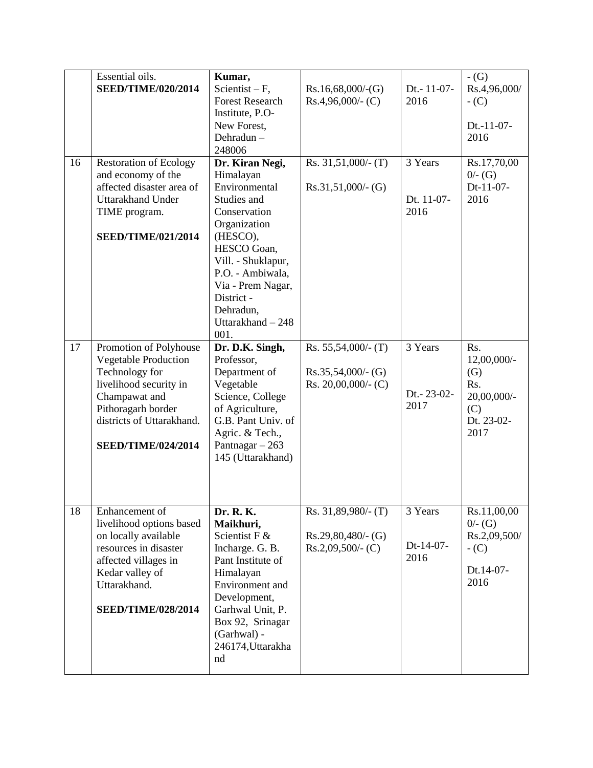| | | | | | |
|---|---|---|---|---|---|
| | Essential oils. **SEED/TIME/020/2014** | **Kumar,** Scientist – F, Forest Research Institute, P.O- New Forest, Dehradun – 248006 | Rs.16,68,000/-(G) Rs.4,96,000/- (C) | Dt.- 11-07-2016 | - (G) Rs.4,96,000/ - (C) Dt.-11-07-2016 |
| 16 | Restoration of Ecology and economy of the affected disaster area of Uttarakhand Under TIME program. **SEED/TIME/021/2014** | **Dr. Kiran Negi,** Himalayan Environmental Studies and Conservation Organization (HESCO), HESCO Goan, Vill. - Shuklapur, P.O. - Ambiwala, Via - Prem Nagar, District - Dehradun, Uttarakhand – 248 001. | Rs. 31,51,000/- (T) Rs.31,51,000/- (G) | 3 Years Dt. 11-07-2016 | Rs.17,70,000/- (G) Dt-11-07-2016 |
| 17 | Promotion of Polyhouse Vegetable Production Technology for livelihood security in Champawat and Pithoragarh border districts of Uttarakhand. **SEED/TIME/024/2014** | **Dr. D.K. Singh,** Professor, Department of Vegetable Science, College of Agriculture, G.B. Pant Univ. of Agric. & Tech., Pantnagar – 263 145 (Uttarakhand) | Rs. 55,54,000/- (T) Rs.35,54,000/- (G) Rs. 20,00,000/- (C) | 3 Years Dt.- 23-02-2017 | Rs. 12,00,000/- (G) Rs. 20,00,000/- (C) Dt. 23-02-2017 |
| 18 | Enhancement of livelihood options based on locally available resources in disaster affected villages in Kedar valley of Uttarakhand. **SEED/TIME/028/2014** | **Dr. R. K. Maikhuri,** Scientist F & Incharge. G. B. Pant Institute of Himalayan Environment and Development, Garhwal Unit, P. Box 92, Srinagar (Garhwal) - 246174,Uttarakhand | Rs. 31,89,980/- (T) Rs.29,80,480/- (G) Rs.2,09,500/- (C) | 3 Years Dt-14-07-2016 | Rs.11,00,000/- (G) Rs.2,09,500/ - (C) Dt.14-07-2016 |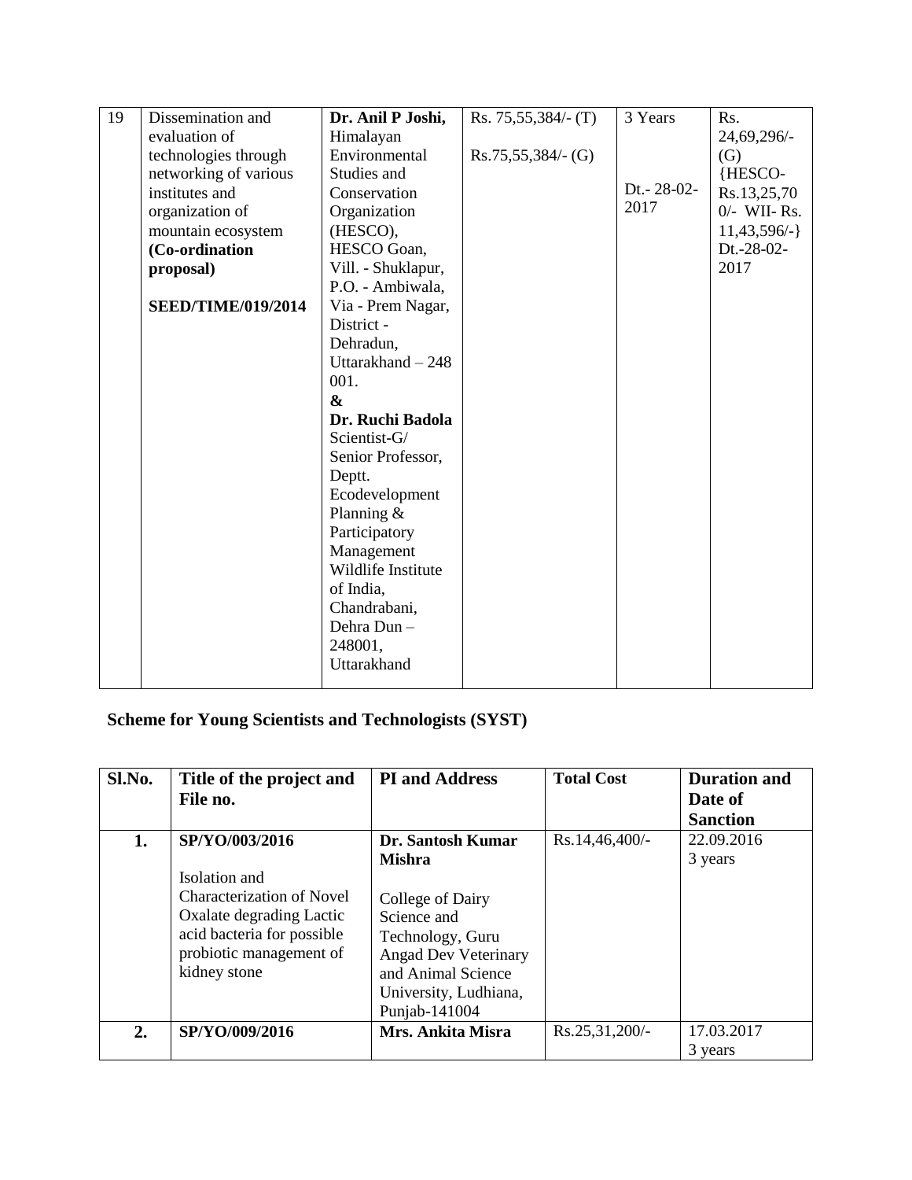| 19 | Dissemination and evaluation of technologies through networking of various institutes and organization of mountain ecosystem **(Co-ordination proposal)**<br><br>**SEED/TIME/019/2014** | **Dr. Anil P Joshi,** Himalayan Environmental Studies and Conservation Organization (HESCO), HESCO Goan, Vill. - Shuklapur, P.O. - Ambiwala, Via - Prem Nagar, District - Dehradun, Uttarakhand – 248 001.<br>**&**<br>**Dr. Ruchi Badola** Scientist-G/ Senior Professor, Deptt. Ecodevelopment Planning & Participatory Management Wildlife Institute of India, Chandrabani, Dehra Dun – 248001, Uttarakhand | Rs. 75,55,384/- (T)<br><br>Rs.75,55,384/- (G) | 3 Years<br><br>Dt.- 28-02-2017 | Rs. 24,69,296/- (G) {HESCO- Rs.13,25,700/- WII- Rs. 11,43,596/-} Dt.-28-02-2017 |
|---|---|---|---|---|---|

## Scheme for Young Scientists and Technologists (SYST)

| Sl.No. | Title of the project and File no. | PI and Address | Total Cost | Duration and Date of Sanction |
|---|---|---|---|---|
| **1.** | **SP/YO/003/2016**<br><br>Isolation and Characterization of Novel Oxalate degrading Lactic acid bacteria for possible probiotic management of kidney stone | **Dr. Santosh Kumar Mishra**<br><br>College of Dairy Science and Technology, Guru Angad Dev Veterinary and Animal Science University, Ludhiana, Punjab-141004 | Rs.14,46,400/- | 22.09.2016<br>3 years |
| **2.** | **SP/YO/009/2016** | **Mrs. Ankita Misra** | Rs.25,31,200/- | 17.03.2017<br>3 years |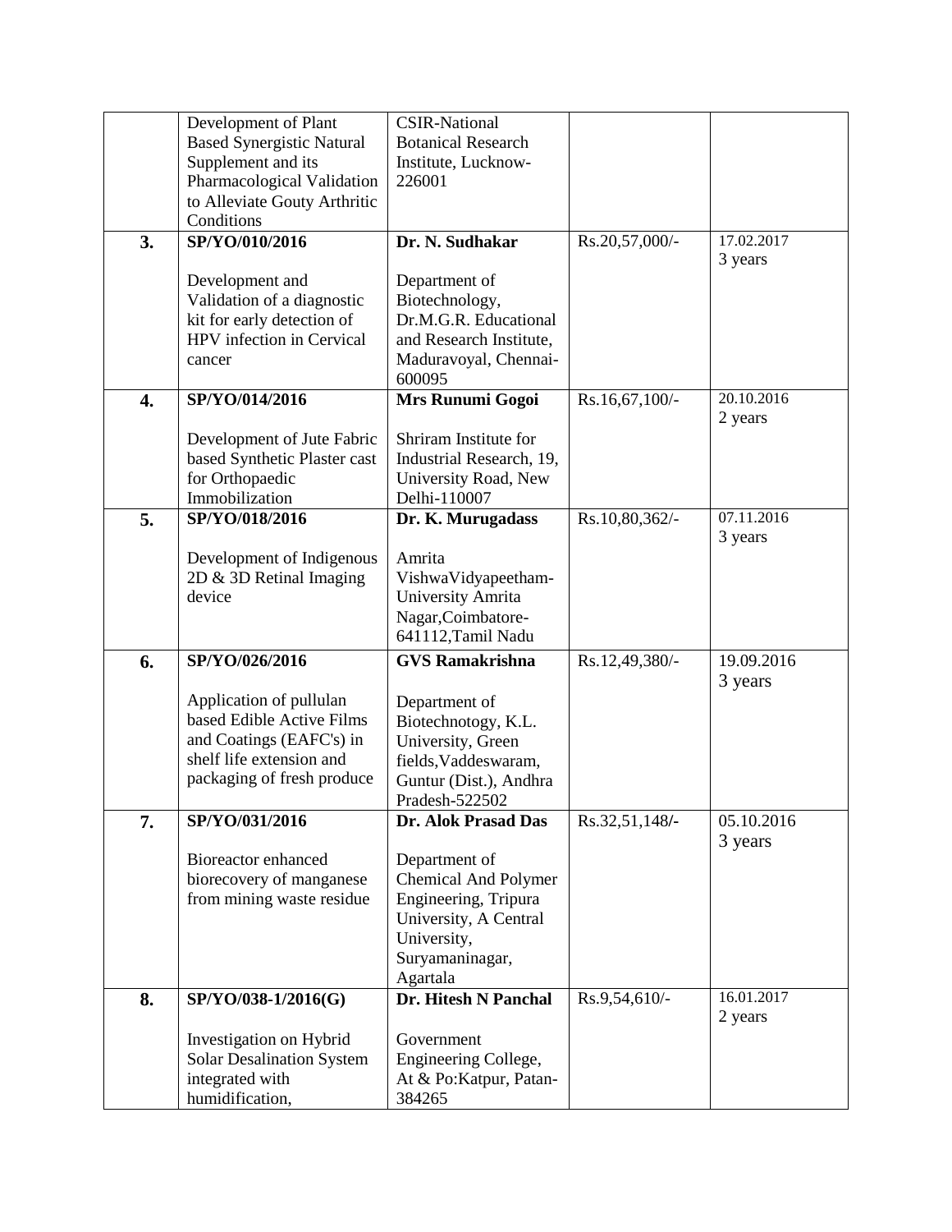| | | | | |
|---|---|---|---|---|
| | Development of Plant Based Synergistic Natural Supplement and its Pharmacological Validation to Alleviate Gouty Arthritic Conditions | CSIR-National Botanical Research Institute, Lucknow-226001 | | |
| **3.** | **SP/YO/010/2016**<br><br>Development and Validation of a diagnostic kit for early detection of HPV infection in Cervical cancer | **Dr. N. Sudhakar**<br><br>Department of Biotechnology, Dr.M.G.R. Educational and Research Institute, Maduravoyal, Chennai-600095 | Rs.20,57,000/- | 17.02.2017<br>3 years |
| **4.** | **SP/YO/014/2016**<br><br>Development of Jute Fabric based Synthetic Plaster cast for Orthopaedic Immobilization | **Mrs Runumi Gogoi**<br><br>Shriram Institute for Industrial Research, 19, University Road, New Delhi-110007 | Rs.16,67,100/- | 20.10.2016<br>2 years |
| **5.** | **SP/YO/018/2016**<br><br>Development of Indigenous 2D & 3D Retinal Imaging device | **Dr. K. Murugadass**<br><br>Amrita VishwaVidyapeetham-University Amrita Nagar,Coimbatore-641112,Tamil Nadu | Rs.10,80,362/- | 07.11.2016<br>3 years |
| **6.** | **SP/YO/026/2016**<br><br>Application of pullulan based Edible Active Films and Coatings (EAFC's) in shelf life extension and packaging of fresh produce | **GVS Ramakrishna**<br><br>Department of Biotechnotogy, K.L. University, Green fields,Vaddeswaram, Guntur (Dist.), Andhra Pradesh-522502 | Rs.12,49,380/- | 19.09.2016<br>3 years |
| **7.** | **SP/YO/031/2016**<br><br>Bioreactor enhanced biorecovery of manganese from mining waste residue | **Dr. Alok Prasad Das**<br><br>Department of Chemical And Polymer Engineering, Tripura University, A Central University, Suryamaninagar, Agartala | Rs.32,51,148/- | 05.10.2016<br>3 years |
| **8.** | **SP/YO/038-1/2016(G)**<br><br>Investigation on Hybrid Solar Desalination System integrated with humidification, | **Dr. Hitesh N Panchal**<br><br>Government Engineering College, At & Po:Katpur, Patan-384265 | Rs.9,54,610/- | 16.01.2017<br>2 years |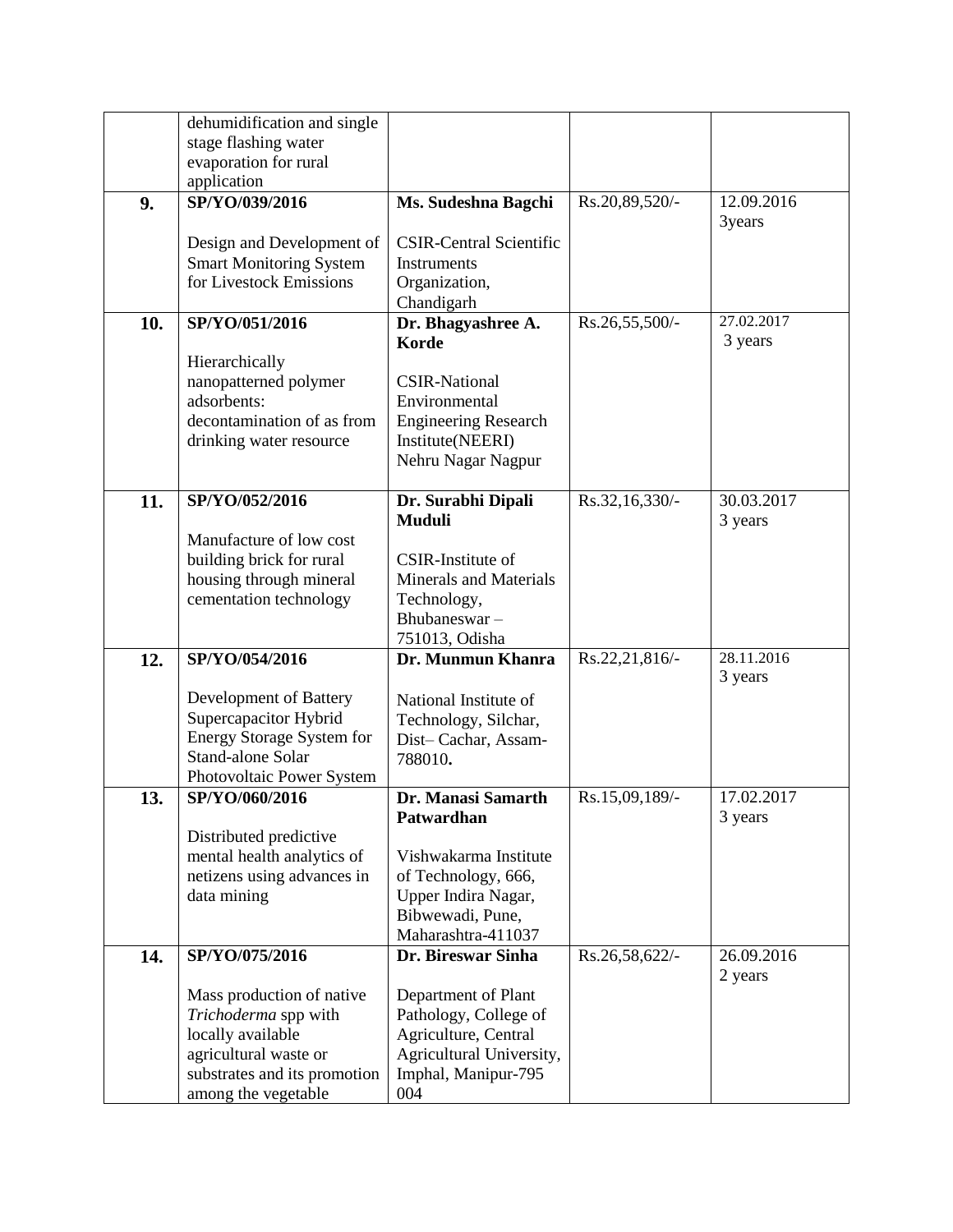| | | | | |
|---|---|---|---|---|
| | dehumidification and single stage flashing water evaporation for rural application | | | |
| **9.** | **SP/YO/039/2016**<br><br>Design and Development of Smart Monitoring System for Livestock Emissions | **Ms. Sudeshna Bagchi**<br><br>CSIR-Central Scientific Instruments Organization, Chandigarh | Rs.20,89,520/- | 12.09.2016<br>3years |
| **10.** | **SP/YO/051/2016**<br><br>Hierarchically nanopatterned polymer adsorbents: decontamination of as from drinking water resource | **Dr. Bhagyashree A. Korde**<br><br>CSIR-National Environmental Engineering Research Institute(NEERI) Nehru Nagar Nagpur | Rs.26,55,500/- | 27.02.2017<br>3 years |
| **11.** | **SP/YO/052/2016**<br><br>Manufacture of low cost building brick for rural housing through mineral cementation technology | **Dr. Surabhi Dipali Muduli**<br><br>CSIR-Institute of Minerals and Materials Technology, Bhubaneswar – 751013, Odisha | Rs.32,16,330/- | 30.03.2017<br>3 years |
| **12.** | **SP/YO/054/2016**<br><br>Development of Battery Supercapacitor Hybrid Energy Storage System for Stand-alone Solar Photovoltaic Power System | **Dr. Munmun Khanra**<br><br>National Institute of Technology, Silchar, Dist– Cachar, Assam-788010**.** | Rs.22,21,816/- | 28.11.2016<br>3 years |
| **13.** | **SP/YO/060/2016**<br><br>Distributed predictive mental health analytics of netizens using advances in data mining | **Dr. Manasi Samarth Patwardhan**<br><br>Vishwakarma Institute of Technology, 666, Upper Indira Nagar, Bibwewadi, Pune, Maharashtra-411037 | Rs.15,09,189/- | 17.02.2017<br>3 years |
| **14.** | **SP/YO/075/2016**<br><br>Mass production of native *Trichoderma* spp with locally available agricultural waste or substrates and its promotion among the vegetable | **Dr. Bireswar Sinha**<br><br>Department of Plant Pathology, College of Agriculture, Central Agricultural University, Imphal, Manipur-795 004 | Rs.26,58,622/- | 26.09.2016<br>2 years |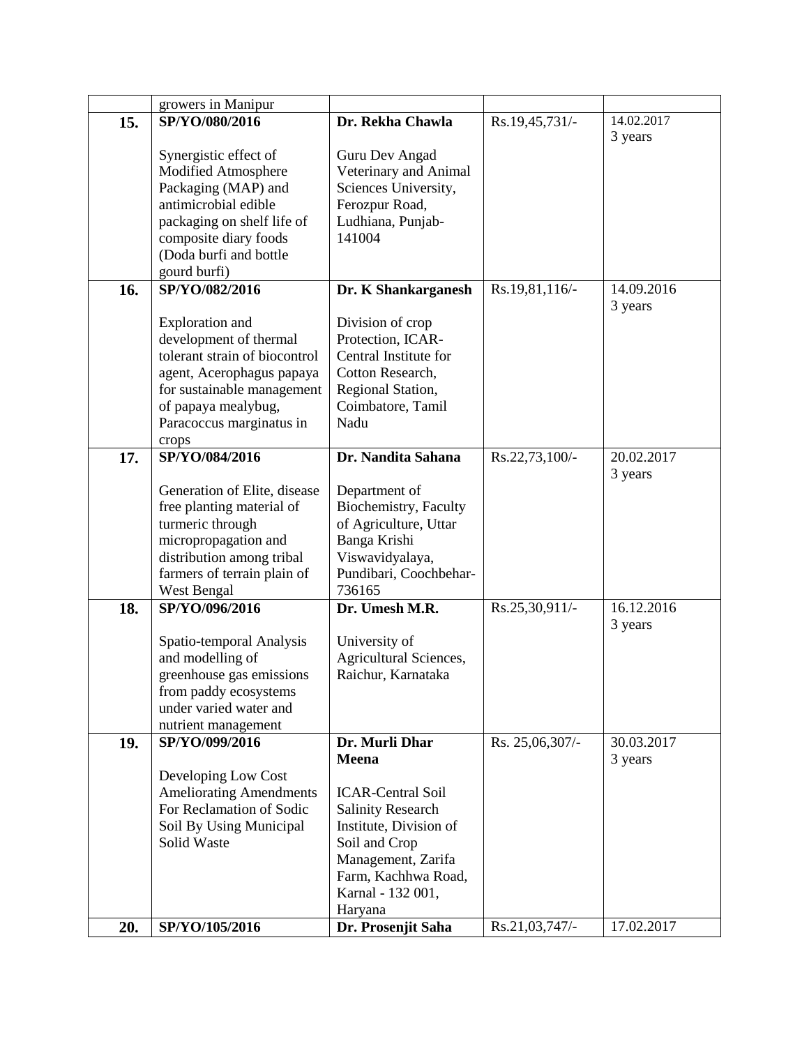|  | growers in Manipur |  |  |  |
|---|---|---|---|---|
| **15.** | **SP/YO/080/2016**<br><br>Synergistic effect of Modified Atmosphere Packaging (MAP) and antimicrobial edible packaging on shelf life of composite diary foods (Doda burfi and bottle gourd burfi) | **Dr. Rekha Chawla**<br><br>Guru Dev Angad Veterinary and Animal Sciences University, Ferozpur Road, Ludhiana, Punjab-141004 | Rs.19,45,731/- | 14.02.2017<br>3 years |
| **16.** | **SP/YO/082/2016**<br><br>Exploration and development of thermal tolerant strain of biocontrol agent, Acerophagus papaya for sustainable management of papaya mealybug, Paracoccus marginatus in crops | **Dr. K Shankarganesh**<br><br>Division of crop Protection, ICAR-Central Institute for Cotton Research, Regional Station, Coimbatore, Tamil Nadu | Rs.19,81,116/- | 14.09.2016<br>3 years |
| **17.** | **SP/YO/084/2016**<br><br>Generation of Elite, disease free planting material of turmeric through micropropagation and distribution among tribal farmers of terrain plain of West Bengal | **Dr. Nandita Sahana**<br><br>Department of Biochemistry, Faculty of Agriculture, Uttar Banga Krishi Viswavidyalaya, Pundibari, Coochbehar-736165 | Rs.22,73,100/- | 20.02.2017<br>3 years |
| **18.** | **SP/YO/096/2016**<br><br>Spatio-temporal Analysis and modelling of greenhouse gas emissions from paddy ecosystems under varied water and nutrient management | **Dr. Umesh M.R.**<br><br>University of Agricultural Sciences, Raichur, Karnataka | Rs.25,30,911/- | 16.12.2016<br>3 years |
| **19.** | **SP/YO/099/2016**<br><br>Developing Low Cost Ameliorating Amendments For Reclamation of Sodic Soil By Using Municipal Solid Waste | **Dr. Murli Dhar Meena**<br><br>ICAR-Central Soil Salinity Research Institute, Division of Soil and Crop Management, Zarifa Farm, Kachhwa Road, Karnal - 132 001, Haryana | Rs. 25,06,307/- | 30.03.2017<br>3 years |
| **20.** | **SP/YO/105/2016** | **Dr. Prosenjit Saha** | Rs.21,03,747/- | 17.02.2017 |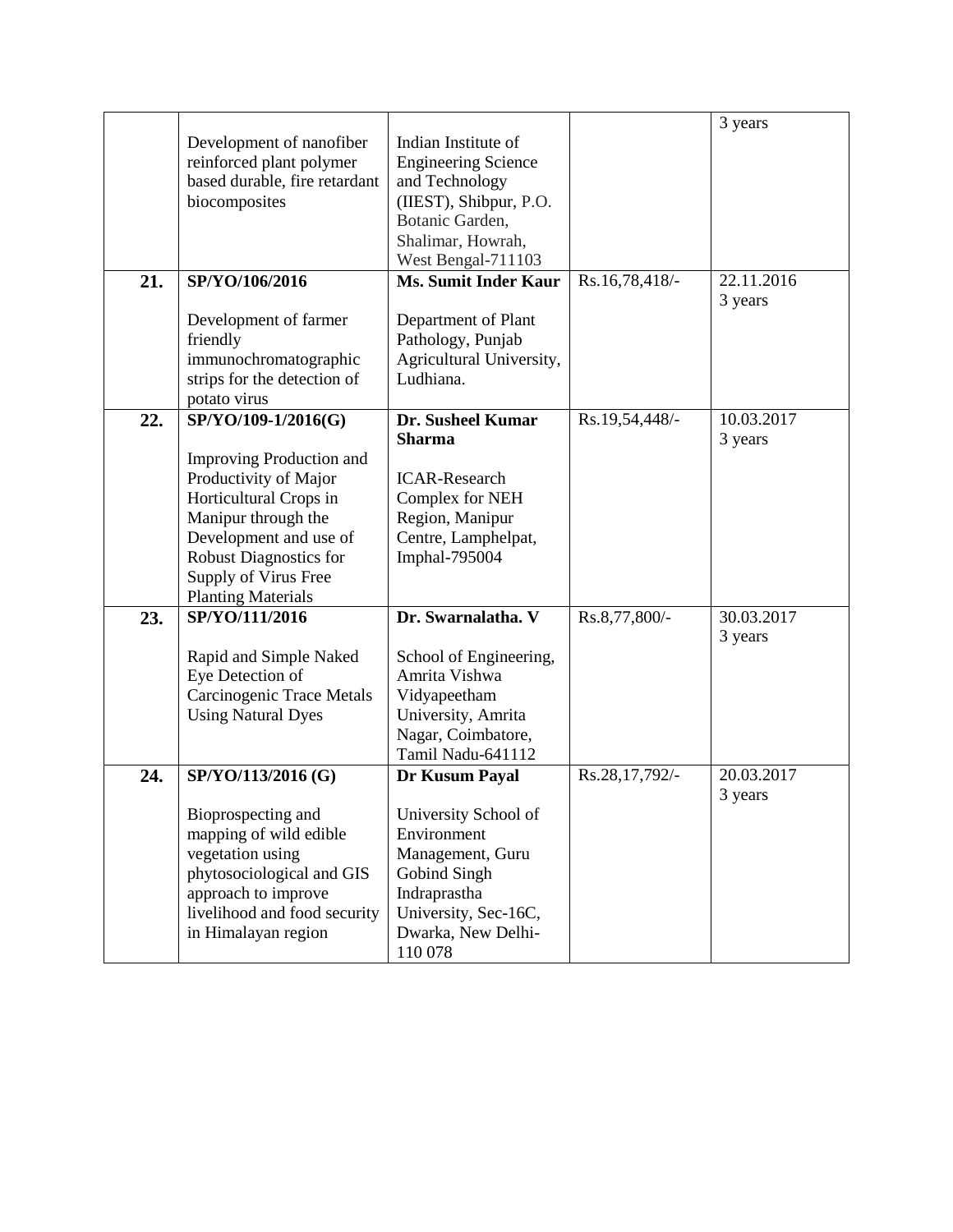| | | | | |
|---|---|---|---|---|
| | Development of nanofiber reinforced plant polymer based durable, fire retardant biocomposites | Indian Institute of Engineering Science and Technology (IIEST), Shibpur, P.O. Botanic Garden, Shalimar, Howrah, West Bengal-711103 | | 3 years |
| **21.** | **SP/YO/106/2016**<br><br>Development of farmer friendly immunochromatographic strips for the detection of potato virus | **Ms. Sumit Inder Kaur**<br><br>Department of Plant Pathology, Punjab Agricultural University, Ludhiana. | Rs.16,78,418/- | 22.11.2016<br>3 years |
| **22.** | **SP/YO/109-1/2016(G)**<br><br>Improving Production and Productivity of Major Horticultural Crops in Manipur through the Development and use of Robust Diagnostics for Supply of Virus Free Planting Materials | **Dr. Susheel Kumar Sharma**<br><br>ICAR-Research Complex for NEH Region, Manipur Centre, Lamphelpat, Imphal-795004 | Rs.19,54,448/- | 10.03.2017<br>3 years |
| **23.** | **SP/YO/111/2016**<br><br>Rapid and Simple Naked Eye Detection of Carcinogenic Trace Metals Using Natural Dyes | **Dr. Swarnalatha. V**<br><br>School of Engineering, Amrita Vishwa Vidyapeetham University, Amrita Nagar, Coimbatore, Tamil Nadu-641112 | Rs.8,77,800/- | 30.03.2017<br>3 years |
| **24.** | **SP/YO/113/2016 (G)**<br><br>Bioprospecting and mapping of wild edible vegetation using phytosociological and GIS approach to improve livelihood and food security in Himalayan region | **Dr Kusum Payal**<br><br>University School of Environment Management, Guru Gobind Singh Indraprastha University, Sec-16C, Dwarka, New Delhi-110 078 | Rs.28,17,792/- | 20.03.2017<br>3 years |